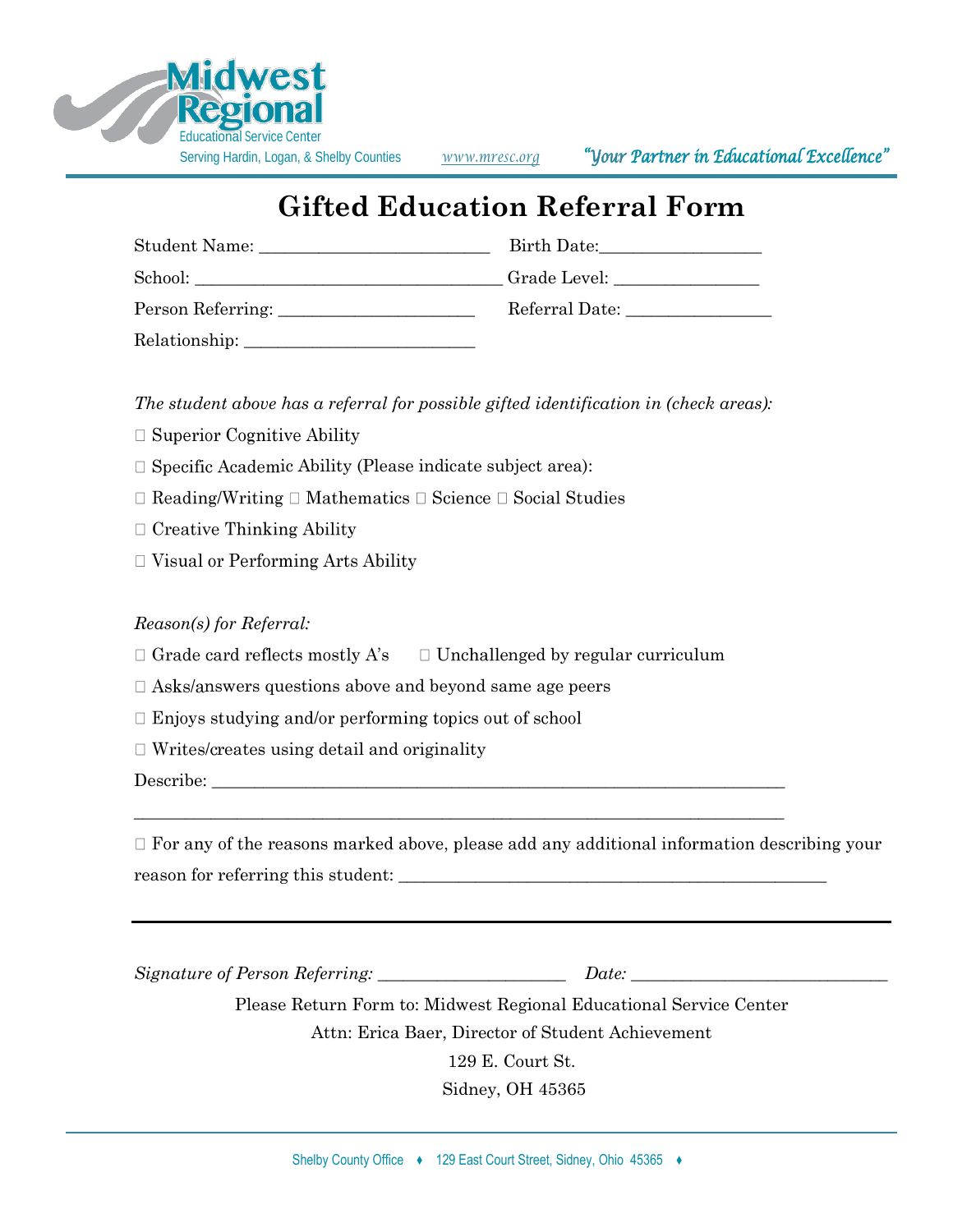Midwest Regional
Educational Service Center
Serving Hardin, Logan, & Shelby Counties    www.mresc.org    *"Your Partner in Educational Excellence"*

# Gifted Education Referral Form

Student Name: ___________________________ Birth Date:__________________

School: ___________________________________ Grade Level: ________________

Person Referring: ______________________ Referral Date: ________________

Relationship: __________________________

*The student above has a referral for possible gifted identification in (check areas):*

☐ Superior Cognitive Ability

☐ Specific Academic Ability (Please indicate subject area):

☐ Reading/Writing ☐ Mathematics ☐ Science ☐ Social Studies

☐ Creative Thinking Ability

☐ Visual or Performing Arts Ability

*Reason(s) for Referral:*

☐ Grade card reflects mostly A's ☐ Unchallenged by regular curriculum

☐ Asks/answers questions above and beyond same age peers

☐ Enjoys studying and/or performing topics out of school

☐ Writes/creates using detail and originality

Describe: ___________________________________________________________________

_____________________________________________________________________________

☐ For any of the reasons marked above, please add any additional information describing your reason for referring this student: _______________________________________________

---

*Signature of Person Referring:* _____________________ *Date:* ____________________________

Please Return Form to: Midwest Regional Educational Service Center

Attn: Erica Baer, Director of Student Achievement

129 E. Court St.

Sidney, OH 45365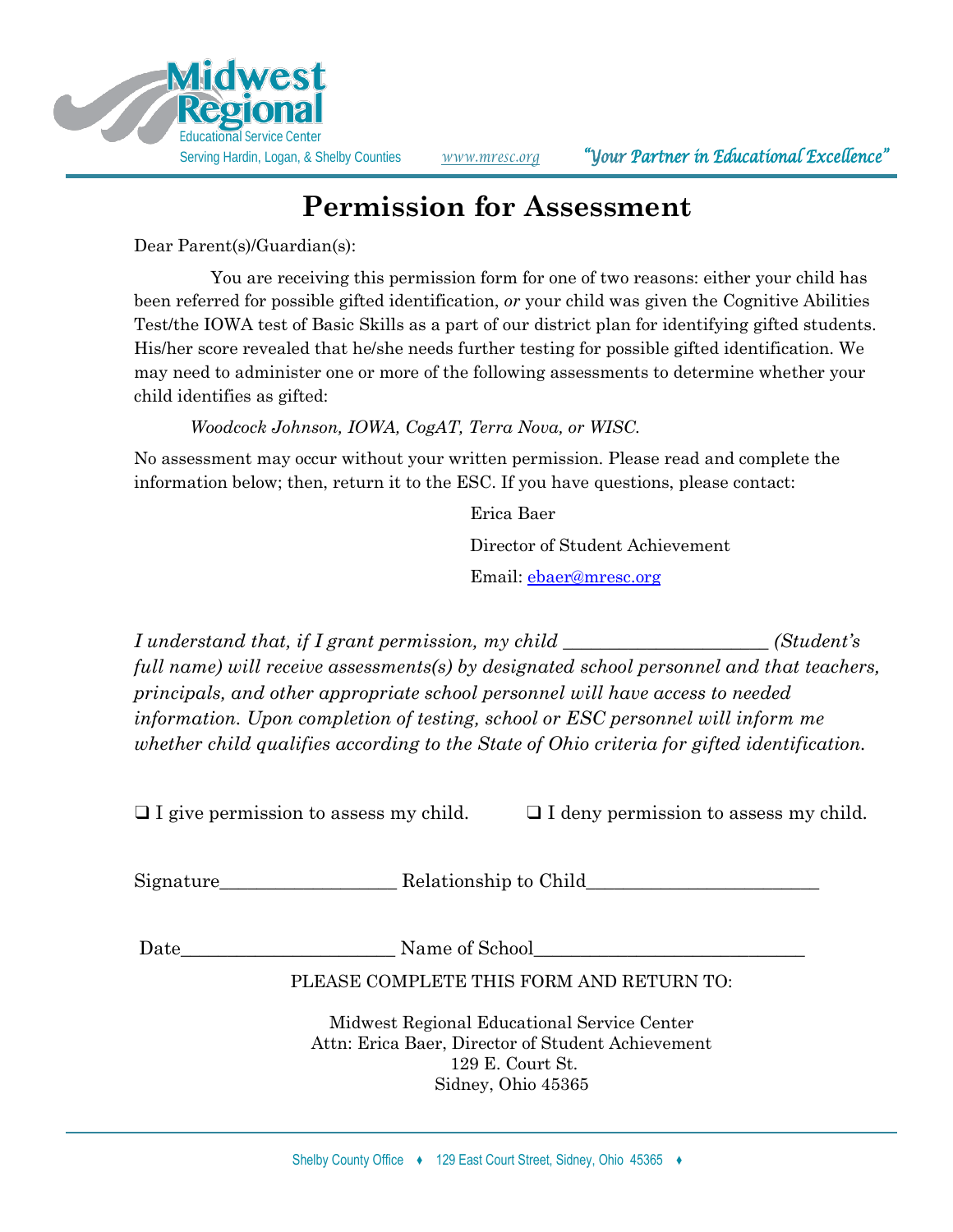Midwest Regional Educational Service Center

Serving Hardin, Logan, & Shelby Counties www.mresc.org *"Your Partner in Educational Excellence"*

# Permission for Assessment

Dear Parent(s)/Guardian(s):

You are receiving this permission form for one of two reasons: either your child has been referred for possible gifted identification, *or* your child was given the Cognitive Abilities Test/the IOWA test of Basic Skills as a part of our district plan for identifying gifted students. His/her score revealed that he/she needs further testing for possible gifted identification. We may need to administer one or more of the following assessments to determine whether your child identifies as gifted:

*Woodcock Johnson, IOWA, CogAT, Terra Nova, or WISC.*

No assessment may occur without your written permission. Please read and complete the information below; then, return it to the ESC. If you have questions, please contact:

Erica Baer

Director of Student Achievement

Email: ebaer@mresc.org

*I understand that, if I grant permission, my child ______________________ (Student's full name) will receive assessments(s) by designated school personnel and that teachers, principals, and other appropriate school personnel will have access to needed information. Upon completion of testing, school or ESC personnel will inform me whether child qualifies according to the State of Ohio criteria for gifted identification.*

❑ I give permission to assess my child. ❑ I deny permission to assess my child.

Signature___________________ Relationship to Child_________________________

Date_______________________ Name of School_____________________________

PLEASE COMPLETE THIS FORM AND RETURN TO:

Midwest Regional Educational Service Center
Attn: Erica Baer, Director of Student Achievement
129 E. Court St.
Sidney, Ohio 45365

Shelby County Office ♦ 129 East Court Street, Sidney, Ohio 45365 ♦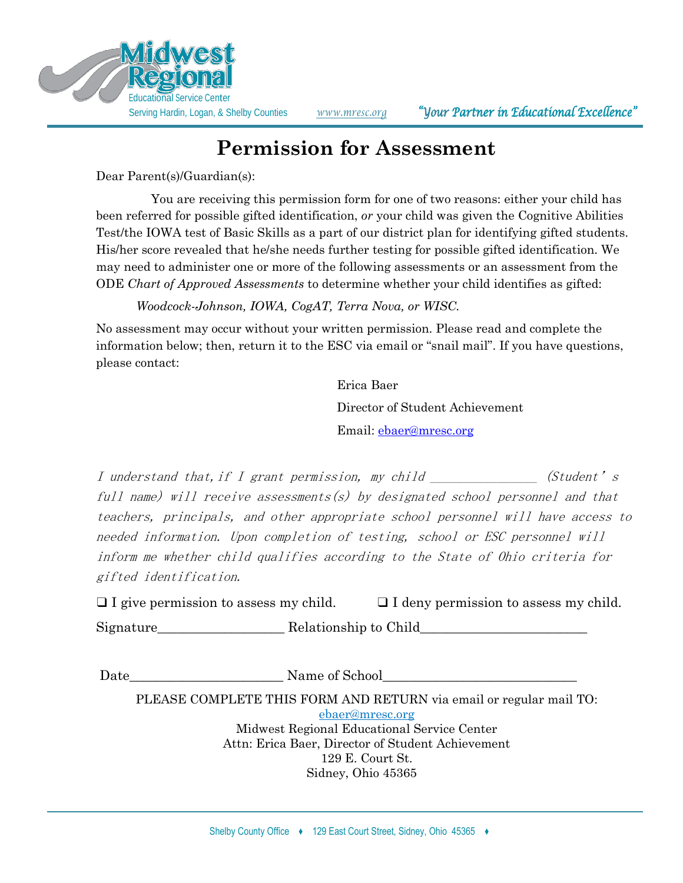Midwest Regional
Educational Service Center
Serving Hardin, Logan, & Shelby Counties www.mresc.org *"Your Partner in Educational Excellence"*

# Permission for Assessment

Dear Parent(s)/Guardian(s):

You are receiving this permission form for one of two reasons: either your child has been referred for possible gifted identification, *or* your child was given the Cognitive Abilities Test/the IOWA test of Basic Skills as a part of our district plan for identifying gifted students. His/her score revealed that he/she needs further testing for possible gifted identification. We may need to administer one or more of the following assessments or an assessment from the ODE *Chart of Approved Assessments* to determine whether your child identifies as gifted:

*Woodcock-Johnson, IOWA, CogAT, Terra Nova, or WISC.*

No assessment may occur without your written permission. Please read and complete the information below; then, return it to the ESC via email or "snail mail". If you have questions, please contact:

Erica Baer
Director of Student Achievement
Email: ebaer@mresc.org

*I understand that, if I grant permission, my child ________________ (Student's full name) will receive assessments(s) by designated school personnel and that teachers, principals, and other appropriate school personnel will have access to needed information. Upon completion of testing, school or ESC personnel will inform me whether child qualifies according to the State of Ohio criteria for gifted identification.*

❑ I give permission to assess my child. ❑ I deny permission to assess my child.

Signature___________________ Relationship to Child_________________________

Date_______________________ Name of School_____________________________

PLEASE COMPLETE THIS FORM AND RETURN via email or regular mail TO:
ebaer@mresc.org
Midwest Regional Educational Service Center
Attn: Erica Baer, Director of Student Achievement
129 E. Court St.
Sidney, Ohio 45365

Shelby County Office ♦ 129 East Court Street, Sidney, Ohio 45365 ♦